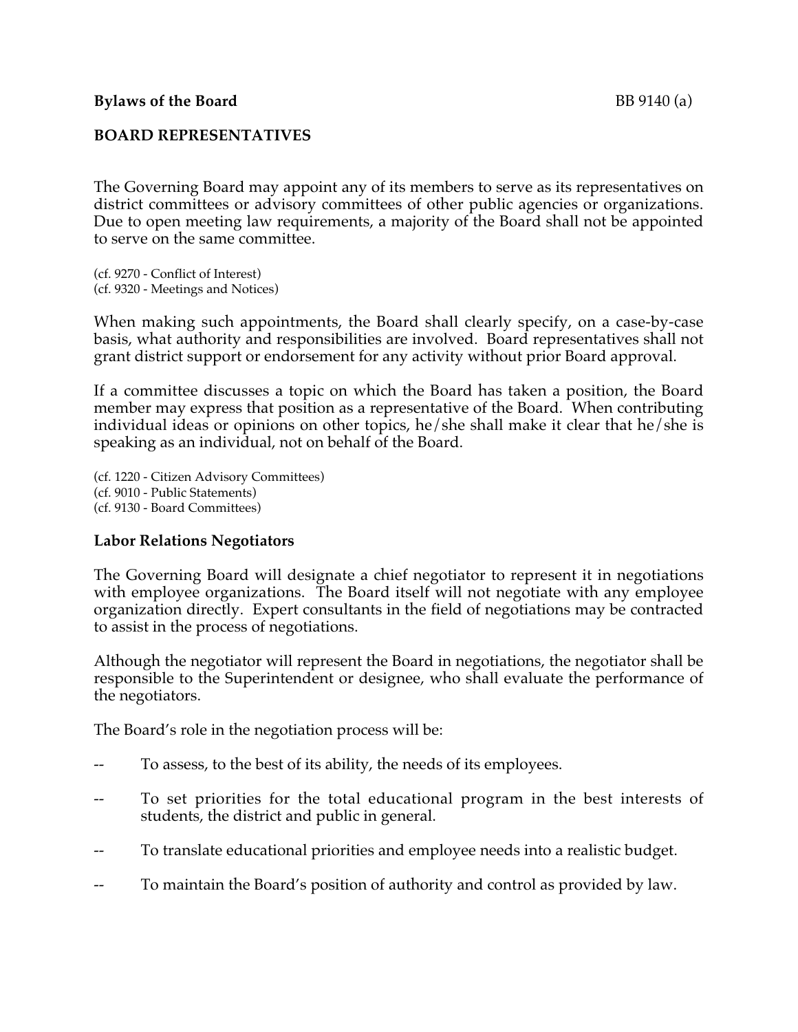**Bylaws of the Board** BB 9140

## BOARD REPRESENTATIVES

The Governing Board may appoint any of its members to serve as its representatives on district committees or advisory committees of other public agencies or organizations. Due to open meeting law requirements, a majority of the Board shall not be appointed to serve on the same committee.

(cf. 9270 - Conflict of Interest)
(cf. 9320 - Meetings and Notices)

When making such appointments, the Board shall clearly specify, on a case-by-case basis, what authority and responsibilities are involved. Board representatives shall not grant district support or endorsement for any activity without prior Board approval.

If a committee discusses a topic on which the Board has taken a position, the Board member may express that position as a representative of the Board. When contributing individual ideas or opinions on other topics, he/she shall make it clear that he/she is speaking as an individual, not on behalf of the Board.

(cf. 1220 - Citizen Advisory Committees)
(cf. 9010 - Public Statements)
(cf. 9130 - Board Committees)

### Labor Relations Negotiators

The Governing Board will designate a chief negotiator to represent it in negotiations with employee organizations. The Board itself will not negotiate with any employee organization directly. Expert consultants in the field of negotiations may be contracted to assist in the process of negotiations.

Although the negotiator will represent the Board in negotiations, the negotiator shall be responsible to the Superintendent or designee, who shall evaluate the performance of the negotiators.

The Board's role in the negotiation process will be:

-- To assess, to the best of its ability, the needs of its employees.

-- To set priorities for the total educational program in the best interests of students, the district and public in general.

-- To translate educational priorities and employee needs into a realistic budget.

-- To maintain the Board's position of authority and control as provided by law.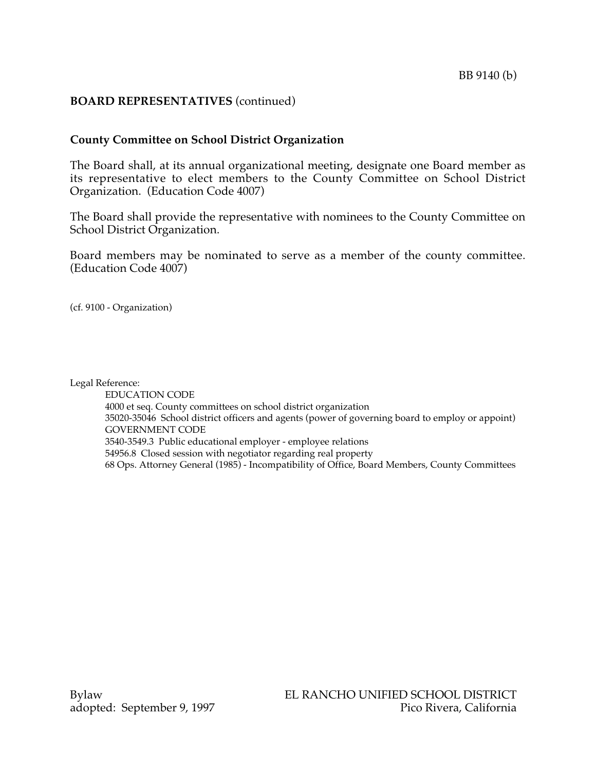**BOARD REPRESENTATIVES** (continued)

**County Committee on School District Organization**

The Board shall, at its annual organizational meeting, designate one Board member as its representative to elect members to the County Committee on School District Organization. (Education Code 4007)

The Board shall provide the representative with nominees to the County Committee on School District Organization.

Board members may be nominated to serve as a member of the county committee. (Education Code 4007)

(cf. 9100 - Organization)

Legal Reference:

EDUCATION CODE
4000 et seq. County committees on school district organization
35020-35046 School district officers and agents (power of governing board to employ or appoint)
GOVERNMENT CODE
3540-3549.3 Public educational employer - employee relations
54956.8 Closed session with negotiator regarding real property
68 Ops. Attorney General (1985) - Incompatibility of Office, Board Members, County Committees

Bylaw
adopted: September 9, 1997

EL RANCHO UNIFIED SCHOOL DISTRICT
Pico Rivera, California